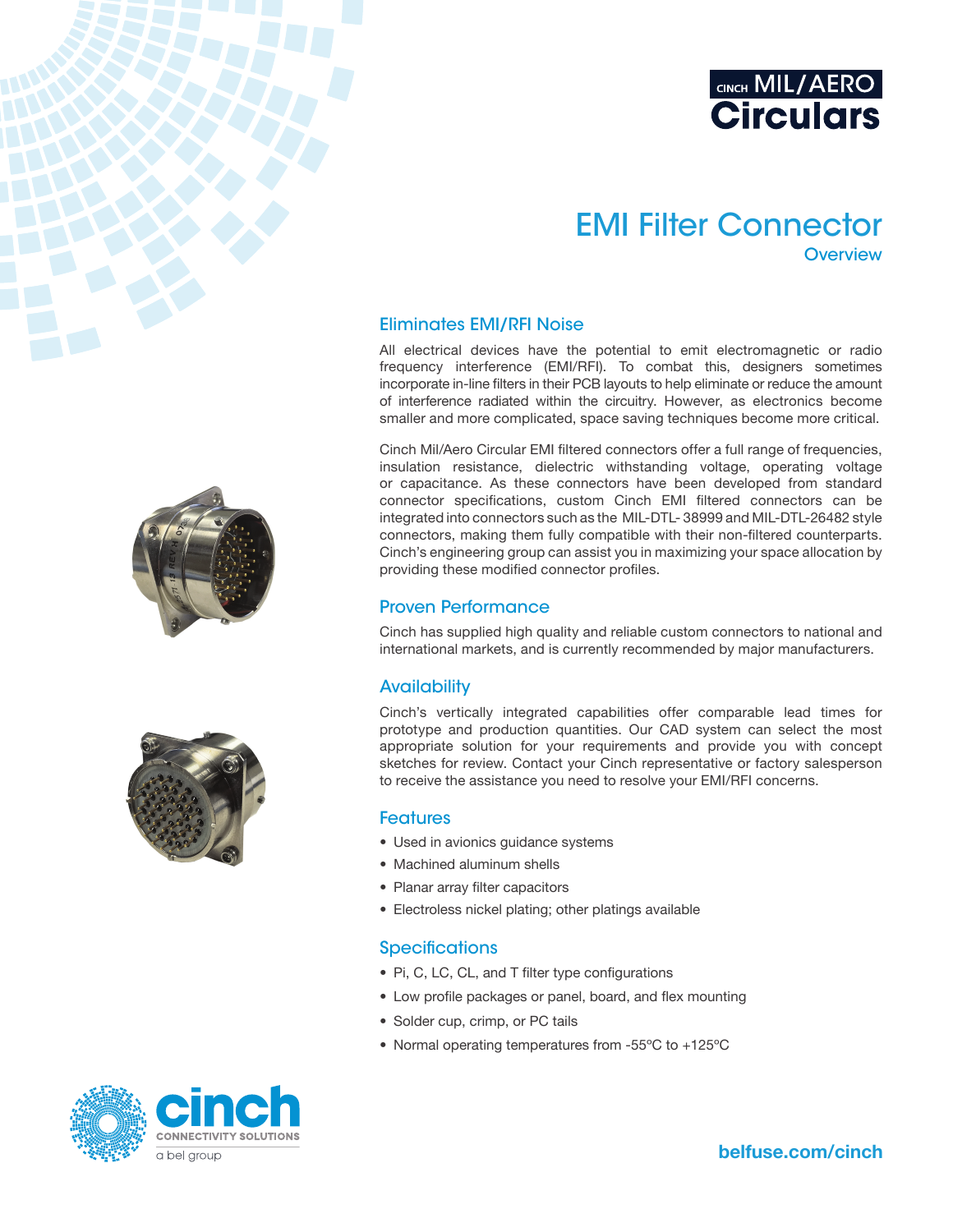CINCH MIL/AERO **Circulars**

# EMI Filter Connector

## Overview

### Eliminates EMI/RFI Noise

All electrical devices have the potential to emit electromagnetic or radio frequency interference (EMI/RFI). To combat this, designers sometimes incorporate in-line filters in their PCB layouts to help eliminate or reduce the amount of interference radiated within the circuitry. However, as electronics become smaller and more complicated, space saving techniques become more critical.

Cinch Mil/Aero Circular EMI filtered connectors offer a full range of frequencies, insulation resistance, dielectric withstanding voltage, operating voltage or capacitance. As these connectors have been developed from standard connector specifications, custom Cinch EMI filtered connectors can be integrated into connectors such as the MIL-DTL- 38999 and MIL-DTL-26482 style connectors, making them fully compatible with their non-filtered counterparts. Cinch's engineering group can assist you in maximizing your space allocation by providing these modified connector profiles.

### Proven Performance

Cinch has supplied high quality and reliable custom connectors to national and international markets, and is currently recommended by major manufacturers.

### Availability

Cinch's vertically integrated capabilities offer comparable lead times for prototype and production quantities. Our CAD system can select the most appropriate solution for your requirements and provide you with concept sketches for review. Contact your Cinch representative or factory salesperson to receive the assistance you need to resolve your EMI/RFI concerns.

### Features

- Used in avionics guidance systems
- Machined aluminum shells
- Planar array filter capacitors
- Electroless nickel plating; other platings available

### Specifications

- Pi, C, LC, CL, and T filter type configurations
- Low profile packages or panel, board, and flex mounting
- Solder cup, crimp, or PC tails
- Normal operating temperatures from -55ºC to +125ºC

cinch CONNECTIVITY SOLUTIONS a bel group

belfuse.com/cinch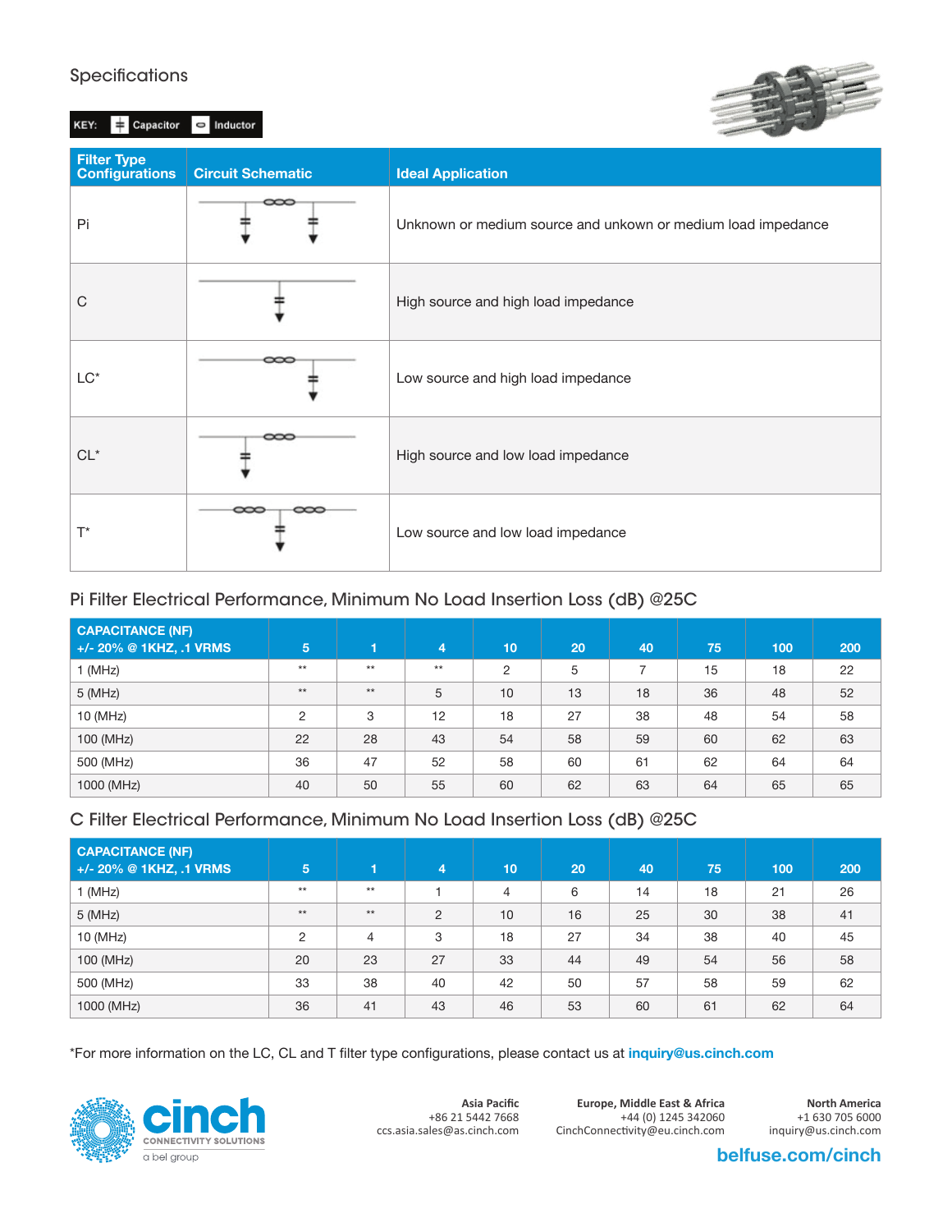## Specifications

KEY: Capacitor Inductor

| Filter Type Configurations | Circuit Schematic | Ideal Application |
|---|---|---|
| Pi | | Unknown or medium source and unkown or medium load impedance |
| C | | High source and high load impedance |
| LC* | | Low source and high load impedance |
| CL* | | High source and low load impedance |
| T* | | Low source and low load impedance |

## Pi Filter Electrical Performance, Minimum No Load Insertion Loss (dB) @25C

| CAPACITANCE (NF) +/- 20% @ 1KHZ, .1 VRMS | 5 | 1 | 4 | 10 | 20 | 40 | 75 | 100 | 200 |
|---|---|---|---|---|---|---|---|---|---|
| 1 (MHz) | ** | ** | ** | 2 | 5 | 7 | 15 | 18 | 22 |
| 5 (MHz) | ** | ** | 5 | 10 | 13 | 18 | 36 | 48 | 52 |
| 10 (MHz) | 2 | 3 | 12 | 18 | 27 | 38 | 48 | 54 | 58 |
| 100 (MHz) | 22 | 28 | 43 | 54 | 58 | 59 | 60 | 62 | 63 |
| 500 (MHz) | 36 | 47 | 52 | 58 | 60 | 61 | 62 | 64 | 64 |
| 1000 (MHz) | 40 | 50 | 55 | 60 | 62 | 63 | 64 | 65 | 65 |

## C Filter Electrical Performance, Minimum No Load Insertion Loss (dB) @25C

| CAPACITANCE (NF) +/- 20% @ 1KHZ, .1 VRMS | 5 | 1 | 4 | 10 | 20 | 40 | 75 | 100 | 200 |
|---|---|---|---|---|---|---|---|---|---|
| 1 (MHz) | ** | ** | 1 | 4 | 6 | 14 | 18 | 21 | 26 |
| 5 (MHz) | ** | ** | 2 | 10 | 16 | 25 | 30 | 38 | 41 |
| 10 (MHz) | 2 | 4 | 3 | 18 | 27 | 34 | 38 | 40 | 45 |
| 100 (MHz) | 20 | 23 | 27 | 33 | 44 | 49 | 54 | 56 | 58 |
| 500 (MHz) | 33 | 38 | 40 | 42 | 50 | 57 | 58 | 59 | 62 |
| 1000 (MHz) | 36 | 41 | 43 | 46 | 53 | 60 | 61 | 62 | 64 |

*For more information on the LC, CL and T filter type configurations, please contact us at **inquiry@us.cinch.com**

cinch CONNECTIVITY SOLUTIONS
a bel group

**Asia Pacific**
+86 21 5442 7668
ccs.asia.sales@as.cinch.com

**Europe, Middle East & Africa**
+44 (0) 1245 342060
CinchConnectivity@eu.cinch.com

**North America**
+1 630 705 6000
inquiry@us.cinch.com

**belfuse.com/cinch**